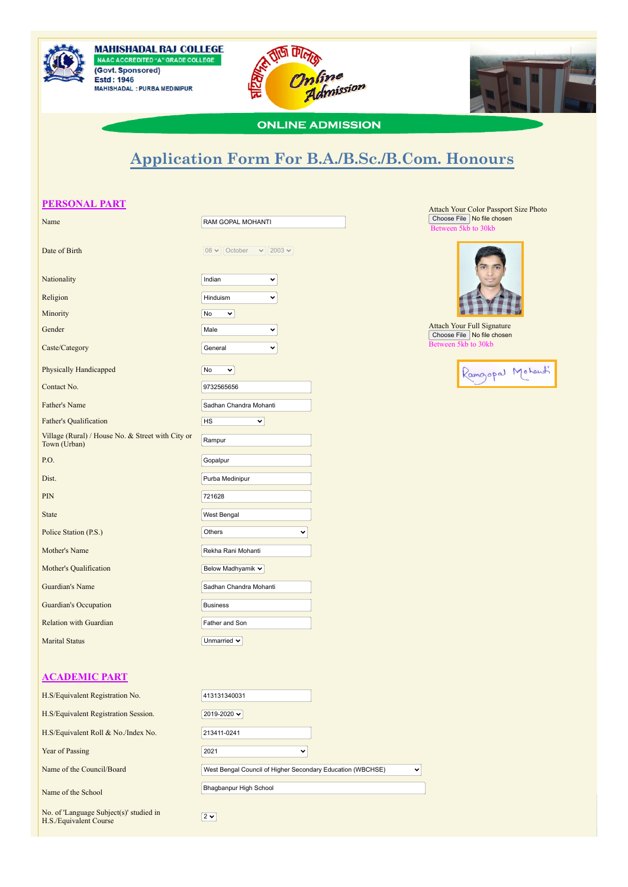**MAHISHADAL RAJ COLLEGE**
NAAC ACCREDITED "A" GRADE COLLEGE
(Govt. Sponsored)
Estd : 1946
MAHISHADAL : PURBA MEDINIPUR

মহিষাদল রাজ কলেজ
Online Admission

**ONLINE ADMISSION**

# Application Form For B.A./B.Sc./B.Com. Honours

## PERSONAL PART

Attach Your Color Passport Size Photo
Choose File No file chosen
Between 5kb to 30kb

Attach Your Full Signature
Choose File No file chosen
Between 5kb to 30kb

| Field | Value |
|---|---|
| Name | RAM GOPAL MOHANTI |
| Date of Birth | 08 October 2003 |
| Nationality | Indian |
| Religion | Hinduism |
| Minority | No |
| Gender | Male |
| Caste/Category | General |
| Physically Handicapped | No |
| Contact No. | 9732565656 |
| Father's Name | Sadhan Chandra Mohanti |
| Father's Qualification | HS |
| Village (Rural) / House No. & Street with City or Town (Urban) | Rampur |
| P.O. | Gopalpur |
| Dist. | Purba Medinipur |
| PIN | 721628 |
| State | West Bengal |
| Police Station (P.S.) | Others |
| Mother's Name | Rekha Rani Mohanti |
| Mother's Qualification | Below Madhyamik |
| Guardian's Name | Sadhan Chandra Mohanti |
| Guardian's Occupation | Business |
| Relation with Guardian | Father and Son |
| Marital Status | Unmarried |

## ACADEMIC PART

| Field | Value |
|---|---|
| H.S/Equivalent Registration No. | 413131340031 |
| H.S/Equivalent Registration Session. | 2019-2020 |
| H.S/Equivalent Roll & No./Index No. | 213411-0241 |
| Year of Passing | 2021 |
| Name of the Council/Board | West Bengal Council of Higher Secondary Education (WBCHSE) |
| Name of the School | Bhagbanpur High School |
| No. of 'Language Subject(s)' studied in H.S./Equivalent Course | 2 |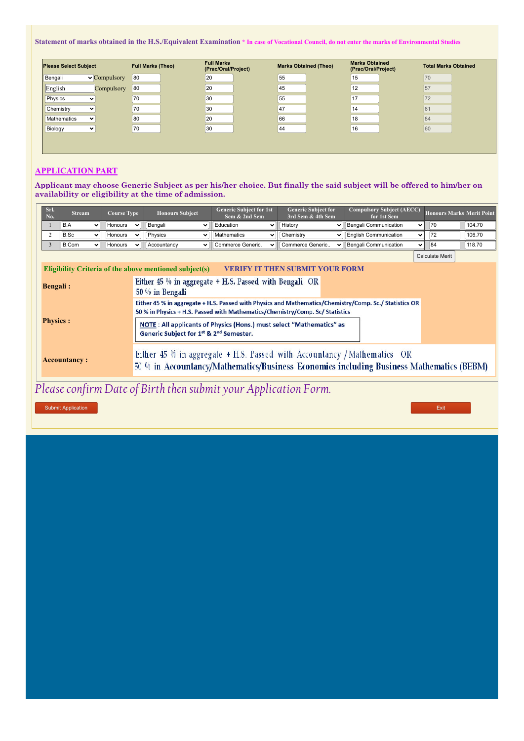**Statement of marks obtained in the H.S./Equivalent Examination** * In case of Vocational Council, do not enter the marks of Environmental Studies

| Please Select Subject | | Full Marks (Theo) | Full Marks (Prac/Oral/Project) | Marks Obtained (Theo) | Marks Obtained (Prac/Oral/Project) | Total Marks Obtained |
|---|---|---|---|---|---|---|
| Bengali | Compulsory | 80 | 20 | 55 | 15 | 70 |
| English | Compulsory | 80 | 20 | 45 | 12 | 57 |
| Physics | | 70 | 30 | 55 | 17 | 72 |
| Chemistry | | 70 | 30 | 47 | 14 | 61 |
| Mathematics | | 80 | 20 | 66 | 18 | 84 |
| Biology | | 70 | 30 | 44 | 16 | 60 |

## APPLICATION PART

**Applicant may choose Generic Subject as per his/her choice. But finally the said subject will be offered to him/her on availability or eligibility at the time of admission.**

| Srl. No. | Stream | Course Type | Honours Subject | Generic Subject for 1st Sem & 2nd Sem | Generic Subject for 3rd Sem & 4th Sem | Compulsory Subject (AECC) for 1st Sem | Honours Marks | Merit Point |
|---|---|---|---|---|---|---|---|---|
| 1 | B.A | Honours | Bengali | Education | History | Bengali Communication | 70 | 104.70 |
| 2 | B.Sc | Honours | Physics | Mathematics | Chemistry | English Communication | 72 | 106.70 |
| 3 | B.Com | Honours | Accountancy | Commerce Generic. | Commerce Generic.. | Bengali Communication | 84 | 118.70 |

Calculate Merit

**Eligibility Criteria of the above mentioned subject(s)** **VERIFY IT THEN SUBMIT YOUR FORM**

**Bengali :** Either 45 % in aggregate + H.S. Passed with Bengali OR 50 % in Bengali

**Physics :** Either 45 % in aggregate + H.S. Passed with Physics and Mathematics/Chemistry/Comp. Sc./ Statistics OR 50 % in Physics + H.S. Passed with Mathematics/Chemistry/Comp. Sc/ Statistics

**NOTE** : All applicants of Physics (Hons.) must select "Mathematics" as Generic Subject for 1st & 2nd Semester.

**Accountancy :** Either 45 % in aggregate + H.S. Passed with Accountancy / Mathematics OR 50 % in Accountancy/Mathematics/Business Economics including Business Mathematics (BEBM)

*Please confirm Date of Birth then submit your Application Form.*

Submit Application

Exit